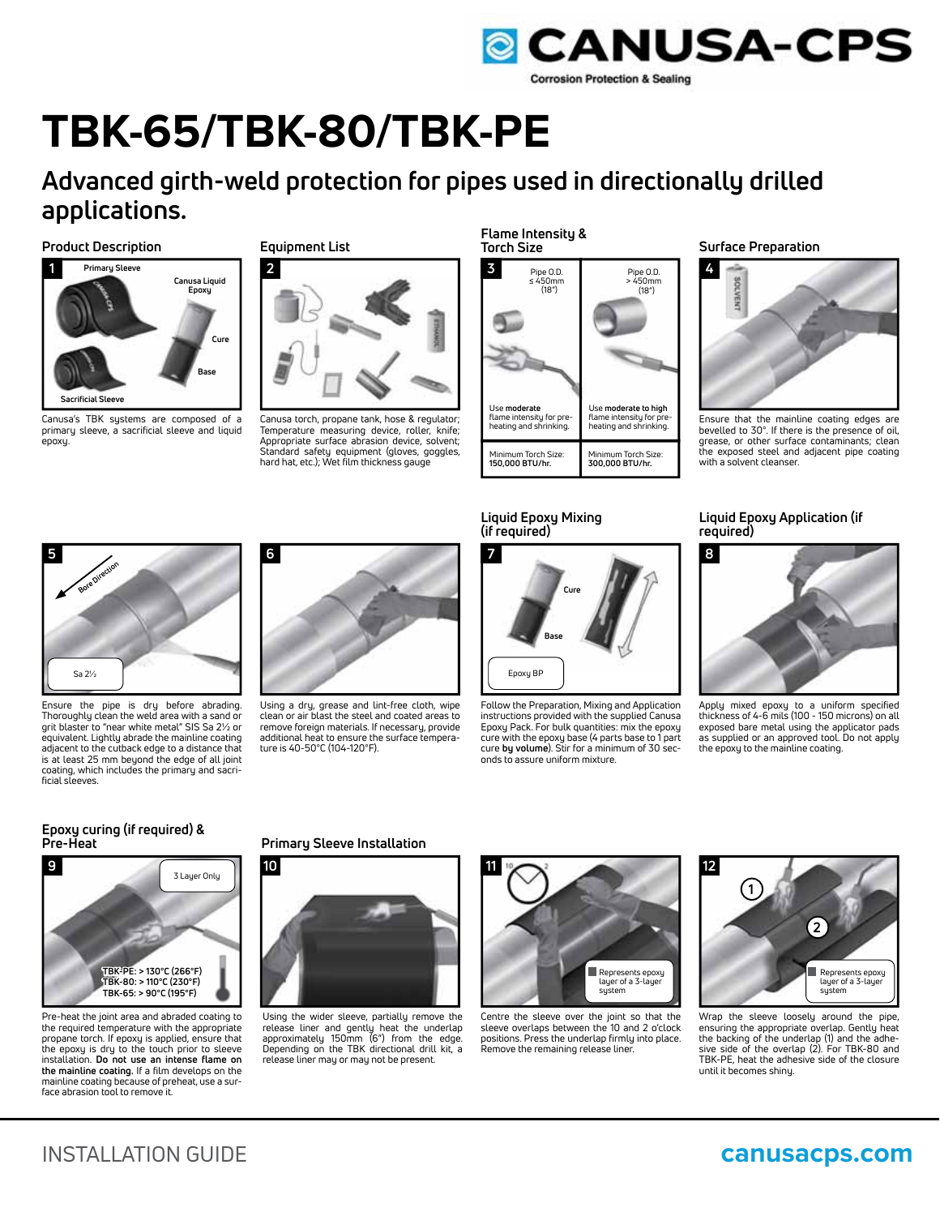CANUSA-CPS

Corrosion Protection & Sealing

# TBK-65/TBK-80/TBK-PE

## Advanced girth-weld protection for pipes used in directionally drilled applications.

### Product Description

1

Primary Sleeve

Canusa Liquid Epoxy

Cure

Base

Sacrificial Sleeve

Canusa's TBK systems are composed of a primary sleeve, a sacrificial sleeve and liquid epoxy.

### Equipment List

2

Canusa torch, propane tank, hose & regulator; Temperature measuring device, roller, knife; Appropriate surface abrasion device, solvent; Standard safety equipment (gloves, goggles, hard hat, etc.); Wet film thickness gauge

### Flame Intensity & Torch Size

3

| Pipe O.D. ≤ 450mm (18") | Pipe O.D. > 450mm (18") |
|---|---|
| Use moderate flame intensity for pre-heating and shrinking. | Use moderate to high flame intensity for pre-heating and shrinking. |
| Minimum Torch Size: **150,000 BTU/hr.** | Minimum Torch Size: **300,000 BTU/hr.** |

### Surface Preparation

4

SOLVENT

Ensure that the mainline coating edges are bevelled to 30°. If there is the presence of oil, grease, or other surface contaminants; clean the exposed steel and adjacent pipe coating with a solvent cleanser.

5

Bore Direction

Sa 2½

Ensure the pipe is dry before abrading. Thoroughly clean the weld area with a sand or grit blaster to "near white metal" SIS Sa 2½ or equivalent. Lightly abrade the mainline coating adjacent to the cutback edge to a distance that is at least 25 mm beyond the edge of all joint coating, which includes the primary and sacrificial sleeves.

6

Using a dry, grease and lint-free cloth, wipe clean or air blast the steel and coated areas to remove foreign materials. If necessary, provide additional heat to ensure the surface temperature is 40-50°C (104-120°F).

### Liquid Epoxy Mixing (if required)

7

Cure

Base

Epoxy BP

Follow the Preparation, Mixing and Application instructions provided with the supplied Canusa Epoxy Pack. For bulk quantities: mix the epoxy cure with the epoxy base (4 parts base to 1 part cure **by volume**). Stir for a minimum of 30 seconds to assure uniform mixture.

### Liquid Epoxy Application (if required)

8

Apply mixed epoxy to a uniform specified thickness of 4-6 mils (100 - 150 microns) on all exposed bare metal using the applicator pads as supplied or an approved tool. Do not apply the epoxy to the mainline coating.

### Epoxy curing (if required) & Pre-Heat

9

3 Layer Only

TBK-PE: > 130°C (266°F)
TBK-80: > 110°C (230°F)
TBK-65: > 90°C (195°F)

Pre-heat the joint area and abraded coating to the required temperature with the appropriate propane torch. If epoxy is applied, ensure that the epoxy is dry to the touch prior to sleeve installation. **Do not use an intense flame on the mainline coating.** If a film develops on the mainline coating because of preheat, use a surface abrasion tool to remove it.

### Primary Sleeve Installation

10

Using the wider sleeve, partially remove the release liner and gently heat the underlap approximately 150mm (6") from the edge. Depending on the TBK directional drill kit, a release liner may or may not be present.

11

10 2

Represents epoxy layer of a 3-layer system

Centre the sleeve over the joint so that the sleeve overlaps between the 10 and 2 o'clock positions. Press the underlap firmly into place. Remove the remaining release liner.

12

1

2

Represents epoxy layer of a 3-layer system

Wrap the sleeve loosely around the pipe, ensuring the appropriate overlap. Gently heat the backing of the underlap (1) and the adhesive side of the overlap (2). For TBK-80 and TBK-PE, heat the adhesive side of the closure until it becomes shiny.

INSTALLATION GUIDE

canusacps.com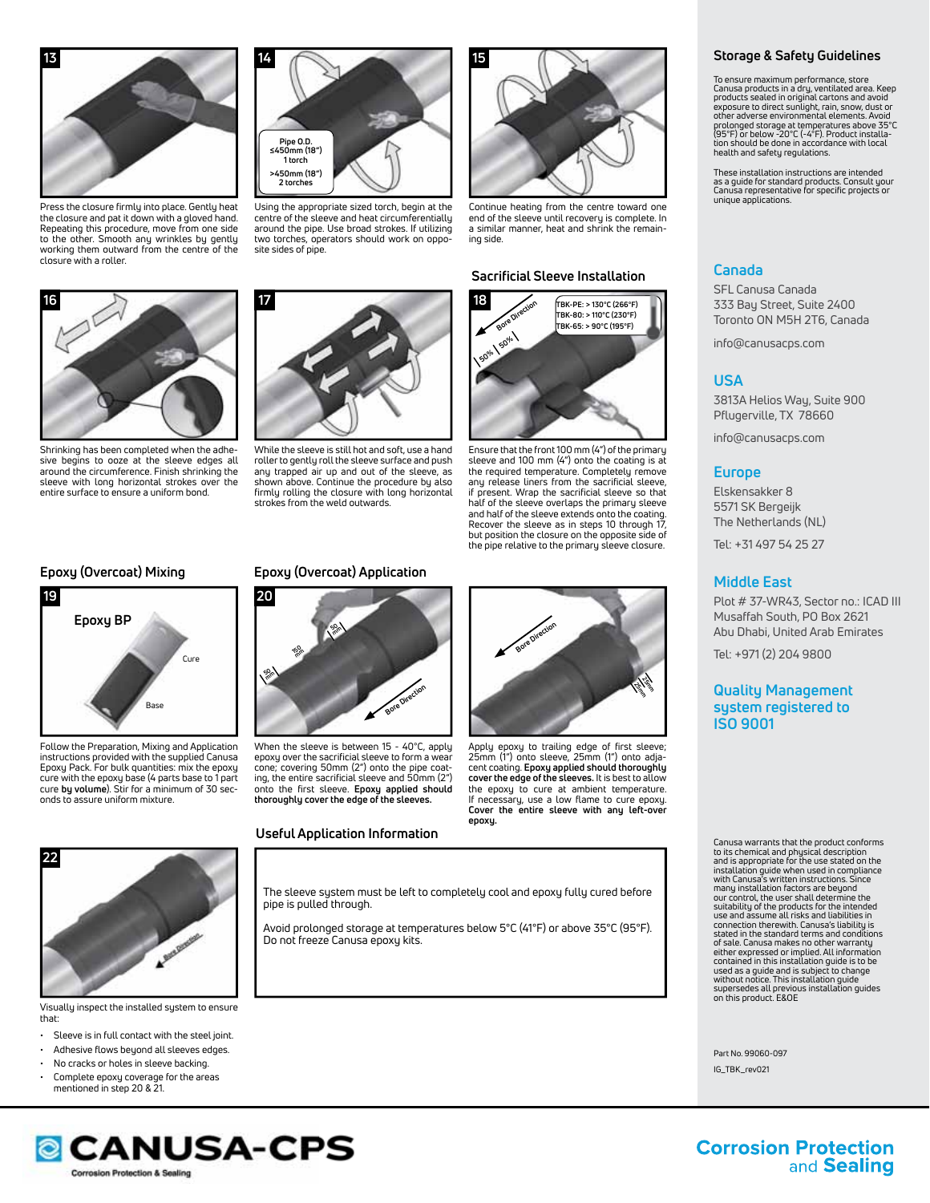**13**

Press the closure firmly into place. Gently heat the closure and pat it down with a gloved hand. Repeating this procedure, move from one side to the other. Smooth any wrinkles by gently working them outward from the centre of the closure with a roller.

**14**

Pipe O.D.
≤450mm (18")
1 torch
>450mm (18")
2 torches

Using the appropriate sized torch, begin at the centre of the sleeve and heat circumferentially around the pipe. Use broad strokes. If utilizing two torches, operators should work on opposite sides of pipe.

**15**

Continue heating from the centre toward one end of the sleeve until recovery is complete. In a similar manner, heat and shrink the remaining side.

**16**

Shrinking has been completed when the adhesive begins to ooze at the sleeve edges all around the circumference. Finish shrinking the sleeve with long horizontal strokes over the entire surface to ensure a uniform bond.

**17**

While the sleeve is still hot and soft, use a hand roller to gently roll the sleeve surface and push any trapped air up and out of the sleeve, as shown above. Continue the procedure by also firmly rolling the closure with long horizontal strokes from the weld outwards.

## Sacrificial Sleeve Installation

**18**

Bore Direction
50% | 50%
TBK-PE: > 130°C (266°F)
TBK-80: > 110°C (230°F)
TBK-65: > 90°C (195°F)

Ensure that the front 100 mm (4") of the primary sleeve and 100 mm (4") onto the coating is at the required temperature. Completely remove any release liners from the sacrificial sleeve, if present. Wrap the sacrificial sleeve so that half of the sleeve overlaps the primary sleeve and half of the sleeve extends onto the coating. Recover the sleeve as in steps 10 through 17, but position the closure on the opposite side of the pipe relative to the primary sleeve closure.

## Epoxy (Overcoat) Mixing

**19**

Epoxy BP
Cure
Base

Follow the Preparation, Mixing and Application instructions provided with the supplied Canusa Epoxy Pack. For bulk quantities: mix the epoxy cure with the epoxy base (4 parts base to 1 part cure **by volume**). Stir for a minimum of 30 seconds to assure uniform mixture.

## Epoxy (Overcoat) Application

**20**

50 mm
50 mm
50 mm
Bore Direction

When the sleeve is between 15 - 40°C, apply epoxy over the sacrificial sleeve to form a wear cone; covering 50mm (2") onto the pipe coating, the entire sacrificial sleeve and 50mm (2") onto the first sleeve. **Epoxy applied should thoroughly cover the edge of the sleeves.**

Bore Direction
25 mm
25 mm

Apply epoxy to trailing edge of first sleeve; 25mm (1") onto sleeve, 25mm (1") onto adjacent coating. **Epoxy applied should thoroughly cover the edge of the sleeves.** It is best to allow the epoxy to cure at ambient temperature. If necessary, use a low flame to cure epoxy. **Cover the entire sleeve with any left-over epoxy.**

## Useful Application Information

The sleeve system must be left to completely cool and epoxy fully cured before pipe is pulled through.

Avoid prolonged storage at temperatures below 5°C (41°F) or above 35°C (95°F). Do not freeze Canusa epoxy kits.

**22**

Bore Direction

Visually inspect the installed system to ensure that:

- Sleeve is in full contact with the steel joint.
- Adhesive flows beyond all sleeves edges.
- No cracks or holes in sleeve backing.
- Complete epoxy coverage for the areas mentioned in step 20 & 21.

## Storage & Safety Guidelines

To ensure maximum performance, store Canusa products in a dry, ventilated area. Keep products sealed in original cartons and avoid exposure to direct sunlight, rain, snow, dust or other adverse environmental elements. Avoid prolonged storage at temperatures above 35°C (95°F) or below -20°C (-4°F). Product installation should be done in accordance with local health and safety regulations.

These installation instructions are intended as a guide for standard products. Consult your Canusa representative for specific projects or unique applications.

## Canada

SFL Canusa Canada
333 Bay Street, Suite 2400
Toronto ON M5H 2T6, Canada

info@canusacps.com

## USA

3813A Helios Way, Suite 900
Pflugerville, TX 78660

info@canusacps.com

## Europe

Elskensakker 8
5571 SK Bergeijk
The Netherlands (NL)

Tel: +31 497 54 25 27

## Middle East

Plot # 37-WR43, Sector no.: ICAD III
Musaffah South, PO Box 2621
Abu Dhabi, United Arab Emirates

Tel: +971 (2) 204 9800

## Quality Management system registered to ISO 9001

Canusa warrants that the product conforms to its chemical and physical description and is appropriate for the use stated on the installation guide when used in compliance with Canusa's written instructions. Since many installation factors are beyond our control, the user shall determine the suitability of the products for the intended use and assume all risks and liabilities in connection therewith. Canusa's liability is stated in the standard terms and conditions of sale. Canusa makes no other warranty either expressed or implied. All information contained in this installation guide is to be used as a guide and is subject to change without notice. This installation guide supersedes all previous installation guides on this product. E&OE

Part No. 99060-097
IG_TBK_rev021

CANUSA-CPS
Corrosion Protection & Sealing

Corrosion Protection and Sealing